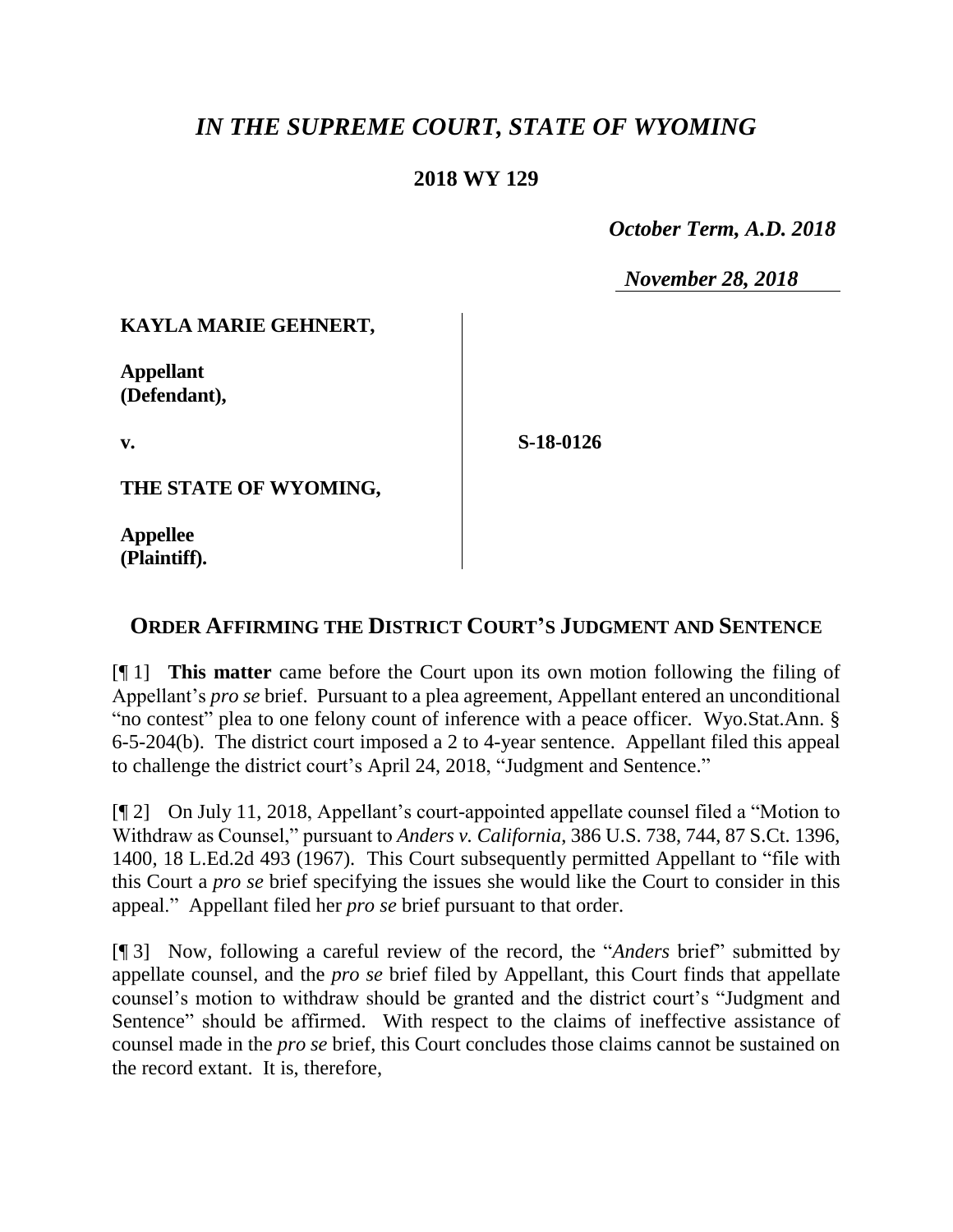# *IN THE SUPREME COURT, STATE OF WYOMING*

## 2018 WY 129

*October Term, A.D. 2018*

*November 28, 2018*

**KAYLA MARIE GEHNERT,**

**Appellant (Defendant),**

**v.**

**S-18-0126**

**THE STATE OF WYOMING,**

**Appellee (Plaintiff).**

## ORDER AFFIRMING THE DISTRICT COURT'S JUDGMENT AND SENTENCE

[¶ 1] **This matter** came before the Court upon its own motion following the filing of Appellant's *pro se* brief. Pursuant to a plea agreement, Appellant entered an unconditional "no contest" plea to one felony count of inference with a peace officer. Wyo.Stat.Ann. § 6-5-204(b). The district court imposed a 2 to 4-year sentence. Appellant filed this appeal to challenge the district court's April 24, 2018, "Judgment and Sentence."

[¶ 2] On July 11, 2018, Appellant's court-appointed appellate counsel filed a "Motion to Withdraw as Counsel," pursuant to *Anders v. California*, 386 U.S. 738, 744, 87 S.Ct. 1396, 1400, 18 L.Ed.2d 493 (1967). This Court subsequently permitted Appellant to "file with this Court a *pro se* brief specifying the issues she would like the Court to consider in this appeal." Appellant filed her *pro se* brief pursuant to that order.

[¶ 3] Now, following a careful review of the record, the "*Anders* brief" submitted by appellate counsel, and the *pro se* brief filed by Appellant, this Court finds that appellate counsel's motion to withdraw should be granted and the district court's "Judgment and Sentence" should be affirmed. With respect to the claims of ineffective assistance of counsel made in the *pro se* brief, this Court concludes those claims cannot be sustained on the record extant. It is, therefore,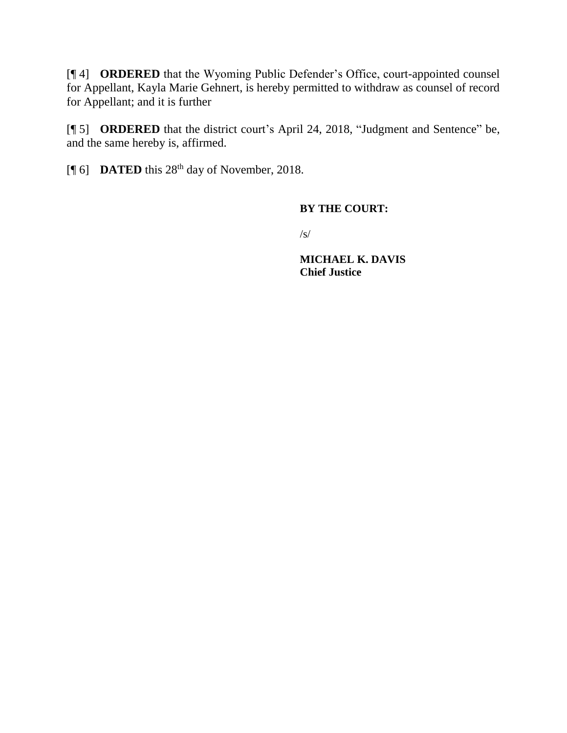[¶ 4] **ORDERED** that the Wyoming Public Defender's Office, court-appointed counsel for Appellant, Kayla Marie Gehnert, is hereby permitted to withdraw as counsel of record for Appellant; and it is further

[¶ 5] **ORDERED** that the district court's April 24, 2018, "Judgment and Sentence" be, and the same hereby is, affirmed.

[¶ 6] **DATED** this 28th day of November, 2018.

**BY THE COURT:**

/s/

**MICHAEL K. DAVIS**
**Chief Justice**